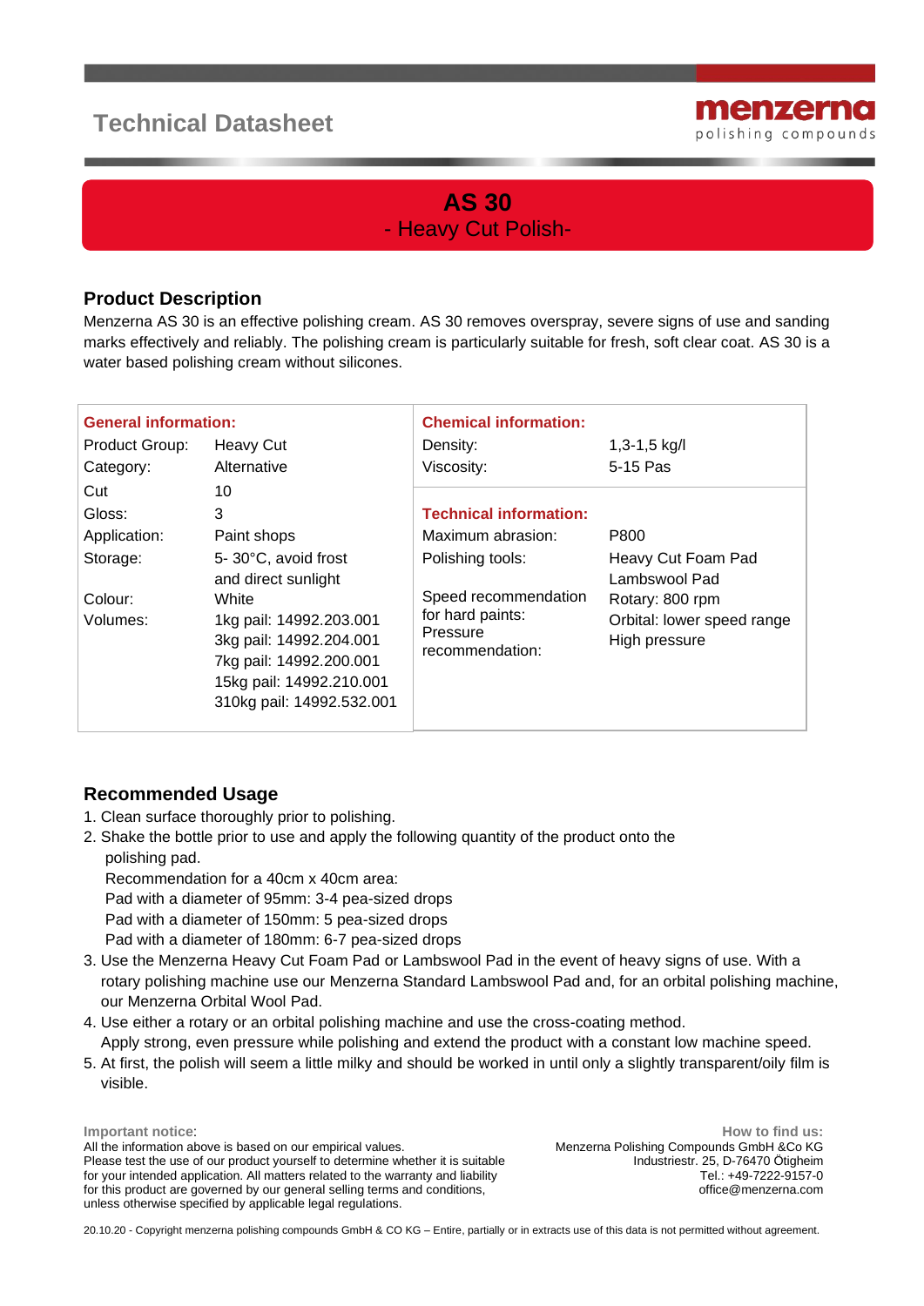Technical Datasheet

menzerna
polishing compounds

# AS 30

## - Heavy Cut Polish-

## Product Description

Menzerna AS 30 is an effective polishing cream. AS 30 removes overspray, severe signs of use and sanding marks effectively and reliably. The polishing cream is particularly suitable for fresh, soft clear coat. AS 30 is a water based polishing cream without silicones.

| **General information:** | |
|---|---|
| Product Group: | Heavy Cut |
| Category: | Alternative |
| Cut | 10 |
| Gloss: | 3 |
| Application: | Paint shops |
| Storage: | 5- 30°C, avoid frost and direct sunlight |
| Colour: | White |
| Volumes: | 1kg pail: 14992.203.001<br>3kg pail: 14992.204.001<br>7kg pail: 14992.200.001<br>15kg pail: 14992.210.001<br>310kg pail: 14992.532.001 |

| **Chemical information:** | |
|---|---|
| Density: | 1,3-1,5 kg/l |
| Viscosity: | 5-15 Pas |

| **Technical information:** | |
|---|---|
| Maximum abrasion: | P800 |
| Polishing tools: | Heavy Cut Foam Pad<br>Lambswool Pad |
| Speed recommendation for hard paints: | Rotary: 800 rpm<br>Orbital: lower speed range |
| Pressure recommendation: | High pressure |

## Recommended Usage

1. Clean surface thoroughly prior to polishing.
2. Shake the bottle prior to use and apply the following quantity of the product onto the polishing pad.
   Recommendation for a 40cm x 40cm area:
   Pad with a diameter of 95mm: 3-4 pea-sized drops
   Pad with a diameter of 150mm: 5 pea-sized drops
   Pad with a diameter of 180mm: 6-7 pea-sized drops
3. Use the Menzerna Heavy Cut Foam Pad or Lambswool Pad in the event of heavy signs of use. With a rotary polishing machine use our Menzerna Standard Lambswool Pad and, for an orbital polishing machine, our Menzerna Orbital Wool Pad.
4. Use either a rotary or an orbital polishing machine and use the cross-coating method.
   Apply strong, even pressure while polishing and extend the product with a constant low machine speed.
5. At first, the polish will seem a little milky and should be worked in until only a slightly transparent/oily film is visible.

**Important notice:**
All the information above is based on our empirical values.
Please test the use of our product yourself to determine whether it is suitable for your intended application. All matters related to the warranty and liability for this product are governed by our general selling terms and conditions, unless otherwise specified by applicable legal regulations.

**How to find us:**
Menzerna Polishing Compounds GmbH &Co KG
Industriestr. 25, D-76470 Ötigheim
Tel.: +49-7222-9157-0
office@menzerna.com

20.10.20 - Copyright menzerna polishing compounds GmbH & CO KG – Entire, partially or in extracts use of this data is not permitted without agreement.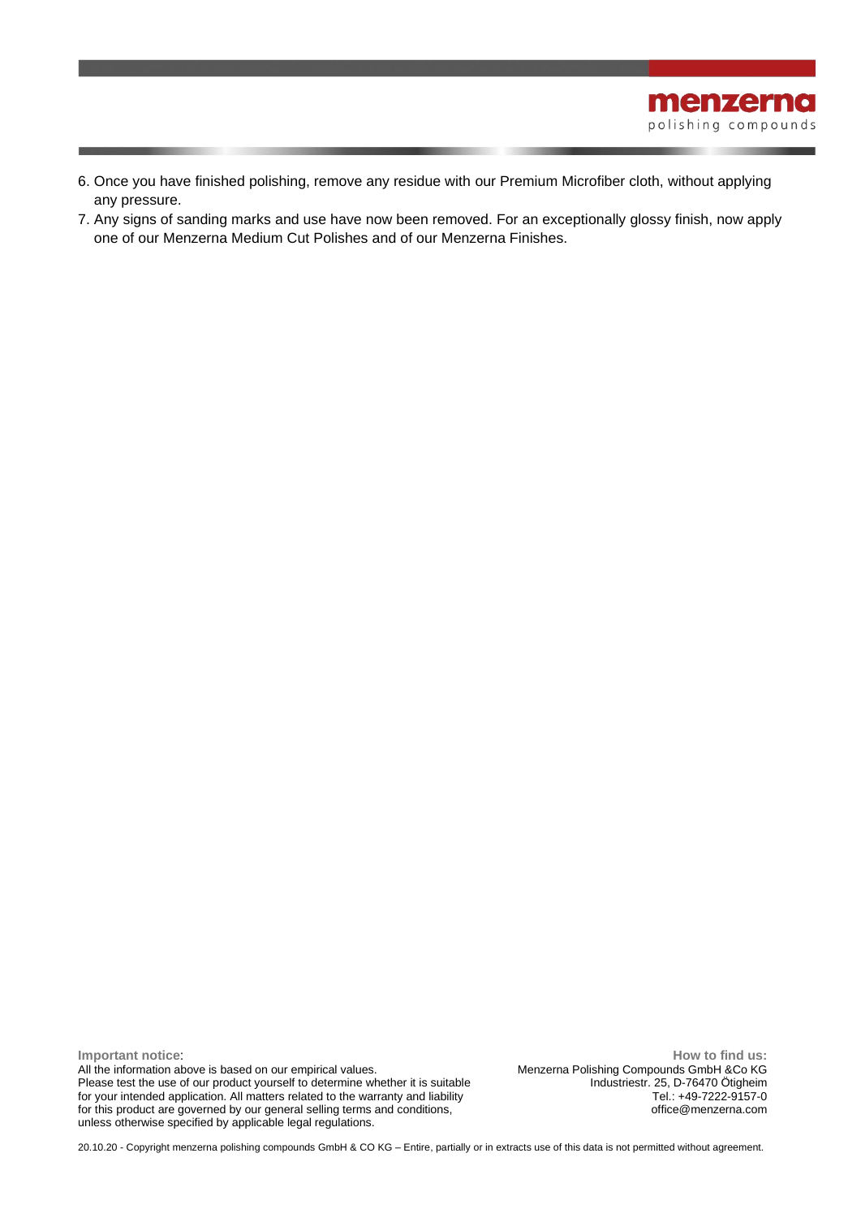6. Once you have finished polishing, remove any residue with our Premium Microfiber cloth, without applying any pressure.
7. Any signs of sanding marks and use have now been removed. For an exceptionally glossy finish, now apply one of our Menzerna Medium Cut Polishes and of our Menzerna Finishes.

**Important notice:**
All the information above is based on our empirical values.
Please test the use of our product yourself to determine whether it is suitable for your intended application. All matters related to the warranty and liability for this product are governed by our general selling terms and conditions, unless otherwise specified by applicable legal regulations.

**How to find us:**
Menzerna Polishing Compounds GmbH &Co KG
Industriestr. 25, D-76470 Ötigheim
Tel.: +49-7222-9157-0
office@menzerna.com

20.10.20 - Copyright menzerna polishing compounds GmbH & CO KG – Entire, partially or in extracts use of this data is not permitted without agreement.